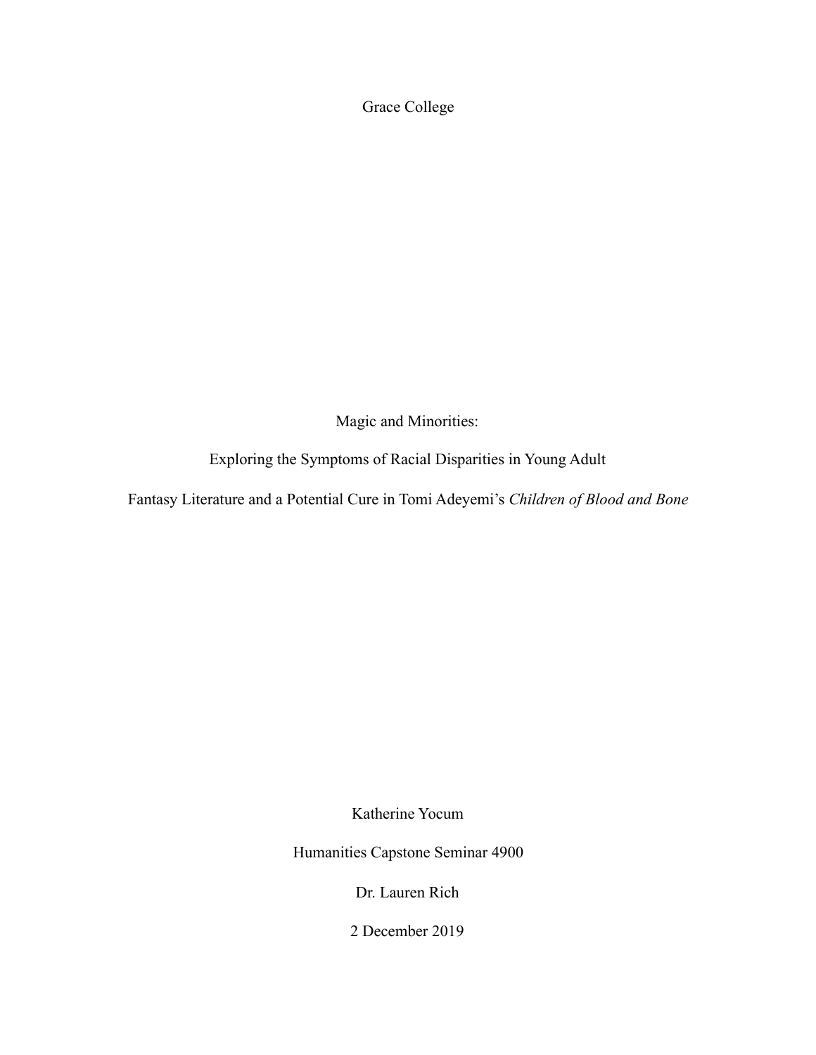Grace College

# Magic and Minorities:

# Exploring the Symptoms of Racial Disparities in Young Adult Fantasy Literature and a Potential Cure in Tomi Adeyemi's *Children of Blood and Bone*

Katherine Yocum

Humanities Capstone Seminar 4900

Dr. Lauren Rich

2 December 2019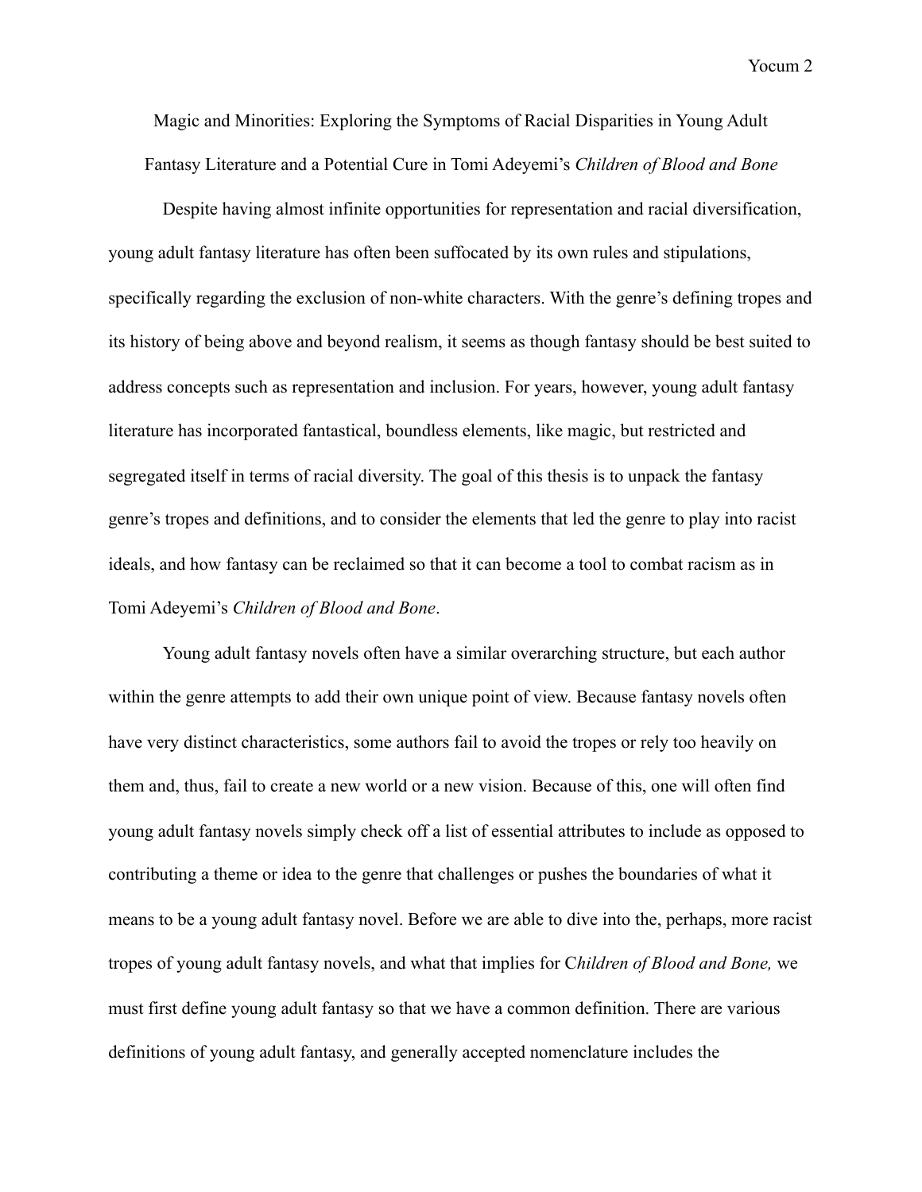Magic and Minorities: Exploring the Symptoms of Racial Disparities in Young Adult Fantasy Literature and a Potential Cure in Tomi Adeyemi's *Children of Blood and Bone*

Despite having almost infinite opportunities for representation and racial diversification, young adult fantasy literature has often been suffocated by its own rules and stipulations, specifically regarding the exclusion of non-white characters. With the genre's defining tropes and its history of being above and beyond realism, it seems as though fantasy should be best suited to address concepts such as representation and inclusion. For years, however, young adult fantasy literature has incorporated fantastical, boundless elements, like magic, but restricted and segregated itself in terms of racial diversity. The goal of this thesis is to unpack the fantasy genre's tropes and definitions, and to consider the elements that led the genre to play into racist ideals, and how fantasy can be reclaimed so that it can become a tool to combat racism as in Tomi Adeyemi's *Children of Blood and Bone*.

Young adult fantasy novels often have a similar overarching structure, but each author within the genre attempts to add their own unique point of view. Because fantasy novels often have very distinct characteristics, some authors fail to avoid the tropes or rely too heavily on them and, thus, fail to create a new world or a new vision. Because of this, one will often find young adult fantasy novels simply check off a list of essential attributes to include as opposed to contributing a theme or idea to the genre that challenges or pushes the boundaries of what it means to be a young adult fantasy novel. Before we are able to dive into the, perhaps, more racist tropes of young adult fantasy novels, and what that implies for C*hildren of Blood and Bone,* we must first define young adult fantasy so that we have a common definition. There are various definitions of young adult fantasy, and generally accepted nomenclature includes the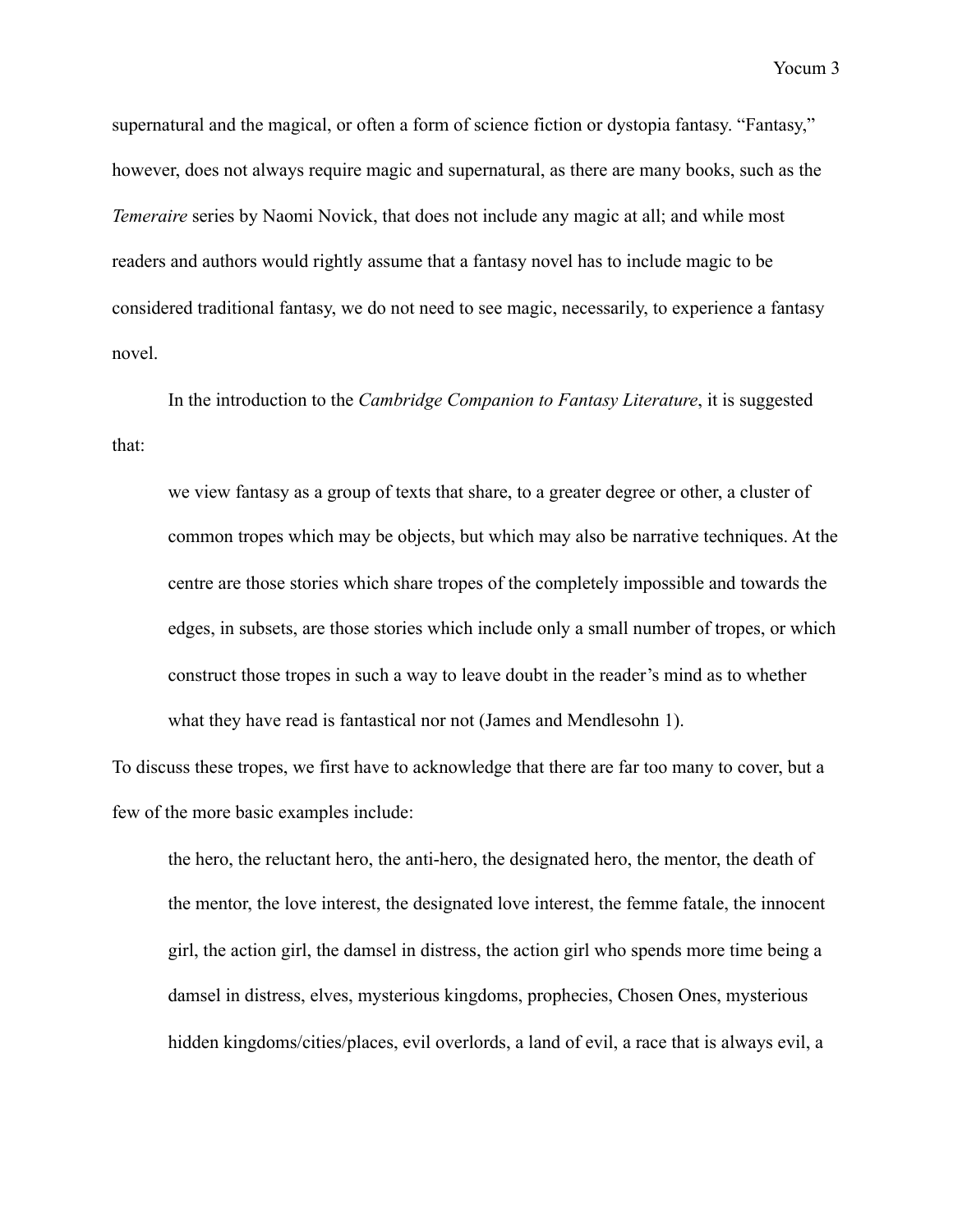supernatural and the magical, or often a form of science fiction or dystopia fantasy. "Fantasy," however, does not always require magic and supernatural, as there are many books, such as the *Temeraire* series by Naomi Novick, that does not include any magic at all; and while most readers and authors would rightly assume that a fantasy novel has to include magic to be considered traditional fantasy, we do not need to see magic, necessarily, to experience a fantasy novel.

In the introduction to the *Cambridge Companion to Fantasy Literature*, it is suggested that:

> we view fantasy as a group of texts that share, to a greater degree or other, a cluster of common tropes which may be objects, but which may also be narrative techniques. At the centre are those stories which share tropes of the completely impossible and towards the edges, in subsets, are those stories which include only a small number of tropes, or which construct those tropes in such a way to leave doubt in the reader's mind as to whether what they have read is fantastical nor not (James and Mendlesohn 1).

To discuss these tropes, we first have to acknowledge that there are far too many to cover, but a few of the more basic examples include:

> the hero, the reluctant hero, the anti-hero, the designated hero, the mentor, the death of the mentor, the love interest, the designated love interest, the femme fatale, the innocent girl, the action girl, the damsel in distress, the action girl who spends more time being a damsel in distress, elves, mysterious kingdoms, prophecies, Chosen Ones, mysterious hidden kingdoms/cities/places, evil overlords, a land of evil, a race that is always evil, a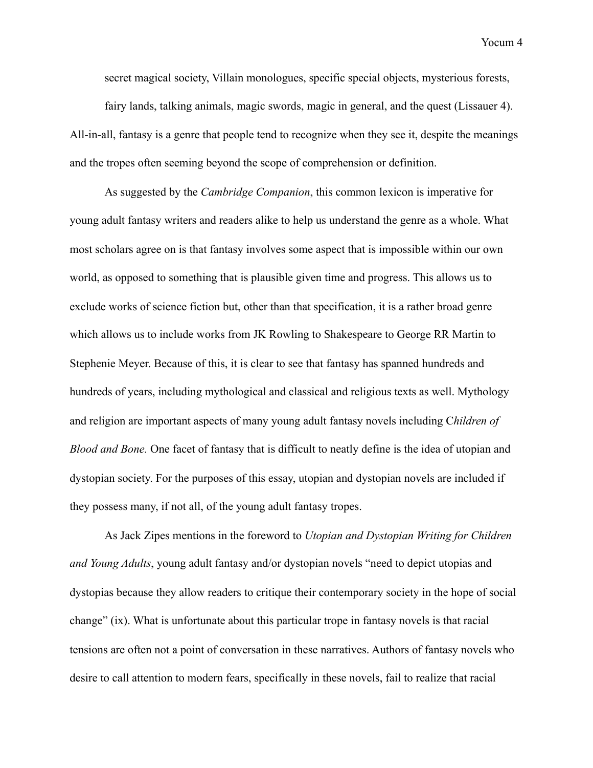secret magical society, Villain monologues, specific special objects, mysterious forests, fairy lands, talking animals, magic swords, magic in general, and the quest (Lissauer 4). All-in-all, fantasy is a genre that people tend to recognize when they see it, despite the meanings and the tropes often seeming beyond the scope of comprehension or definition.

As suggested by the *Cambridge Companion*, this common lexicon is imperative for young adult fantasy writers and readers alike to help us understand the genre as a whole. What most scholars agree on is that fantasy involves some aspect that is impossible within our own world, as opposed to something that is plausible given time and progress. This allows us to exclude works of science fiction but, other than that specification, it is a rather broad genre which allows us to include works from JK Rowling to Shakespeare to George RR Martin to Stephenie Meyer. Because of this, it is clear to see that fantasy has spanned hundreds and hundreds of years, including mythological and classical and religious texts as well. Mythology and religion are important aspects of many young adult fantasy novels including C*hildren of Blood and Bone.* One facet of fantasy that is difficult to neatly define is the idea of utopian and dystopian society. For the purposes of this essay, utopian and dystopian novels are included if they possess many, if not all, of the young adult fantasy tropes.

As Jack Zipes mentions in the foreword to *Utopian and Dystopian Writing for Children and Young Adults*, young adult fantasy and/or dystopian novels "need to depict utopias and dystopias because they allow readers to critique their contemporary society in the hope of social change" (ix). What is unfortunate about this particular trope in fantasy novels is that racial tensions are often not a point of conversation in these narratives. Authors of fantasy novels who desire to call attention to modern fears, specifically in these novels, fail to realize that racial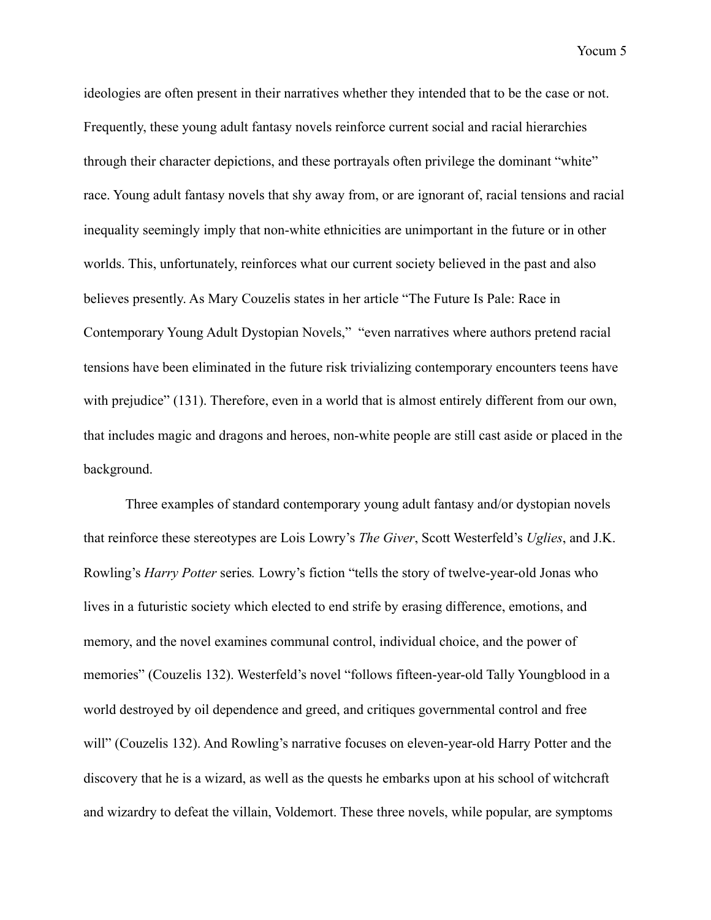ideologies are often present in their narratives whether they intended that to be the case or not. Frequently, these young adult fantasy novels reinforce current social and racial hierarchies through their character depictions, and these portrayals often privilege the dominant "white" race. Young adult fantasy novels that shy away from, or are ignorant of, racial tensions and racial inequality seemingly imply that non-white ethnicities are unimportant in the future or in other worlds. This, unfortunately, reinforces what our current society believed in the past and also believes presently. As Mary Couzelis states in her article "The Future Is Pale: Race in Contemporary Young Adult Dystopian Novels," "even narratives where authors pretend racial tensions have been eliminated in the future risk trivializing contemporary encounters teens have with prejudice" (131). Therefore, even in a world that is almost entirely different from our own, that includes magic and dragons and heroes, non-white people are still cast aside or placed in the background.

Three examples of standard contemporary young adult fantasy and/or dystopian novels that reinforce these stereotypes are Lois Lowry's *The Giver*, Scott Westerfeld's *Uglies*, and J.K. Rowling's *Harry Potter* series*.* Lowry's fiction "tells the story of twelve-year-old Jonas who lives in a futuristic society which elected to end strife by erasing difference, emotions, and memory, and the novel examines communal control, individual choice, and the power of memories" (Couzelis 132). Westerfeld's novel "follows fifteen-year-old Tally Youngblood in a world destroyed by oil dependence and greed, and critiques governmental control and free will" (Couzelis 132). And Rowling's narrative focuses on eleven-year-old Harry Potter and the discovery that he is a wizard, as well as the quests he embarks upon at his school of witchcraft and wizardry to defeat the villain, Voldemort. These three novels, while popular, are symptoms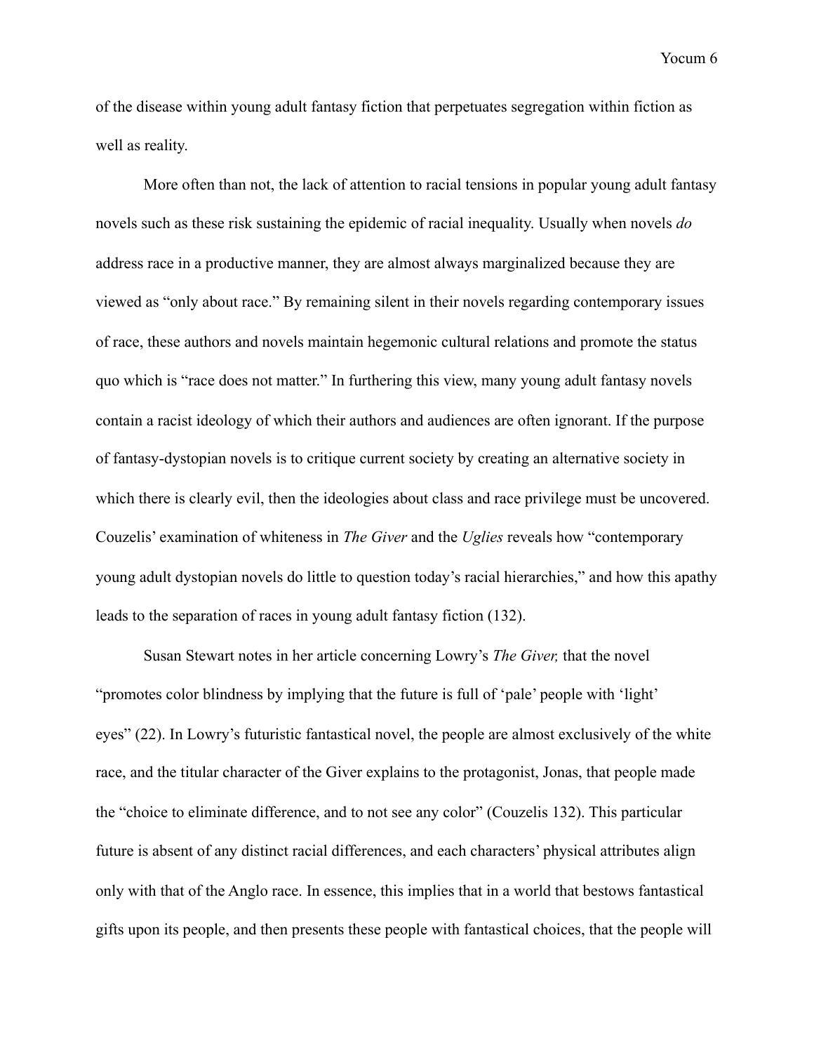of the disease within young adult fantasy fiction that perpetuates segregation within fiction as well as reality.

More often than not, the lack of attention to racial tensions in popular young adult fantasy novels such as these risk sustaining the epidemic of racial inequality. Usually when novels *do* address race in a productive manner, they are almost always marginalized because they are viewed as "only about race." By remaining silent in their novels regarding contemporary issues of race, these authors and novels maintain hegemonic cultural relations and promote the status quo which is "race does not matter." In furthering this view, many young adult fantasy novels contain a racist ideology of which their authors and audiences are often ignorant. If the purpose of fantasy-dystopian novels is to critique current society by creating an alternative society in which there is clearly evil, then the ideologies about class and race privilege must be uncovered. Couzelis' examination of whiteness in *The Giver* and the *Uglies* reveals how "contemporary young adult dystopian novels do little to question today's racial hierarchies," and how this apathy leads to the separation of races in young adult fantasy fiction (132).

Susan Stewart notes in her article concerning Lowry's *The Giver,* that the novel "promotes color blindness by implying that the future is full of 'pale' people with 'light' eyes" (22). In Lowry's futuristic fantastical novel, the people are almost exclusively of the white race, and the titular character of the Giver explains to the protagonist, Jonas, that people made the "choice to eliminate difference, and to not see any color" (Couzelis 132). This particular future is absent of any distinct racial differences, and each characters' physical attributes align only with that of the Anglo race. In essence, this implies that in a world that bestows fantastical gifts upon its people, and then presents these people with fantastical choices, that the people will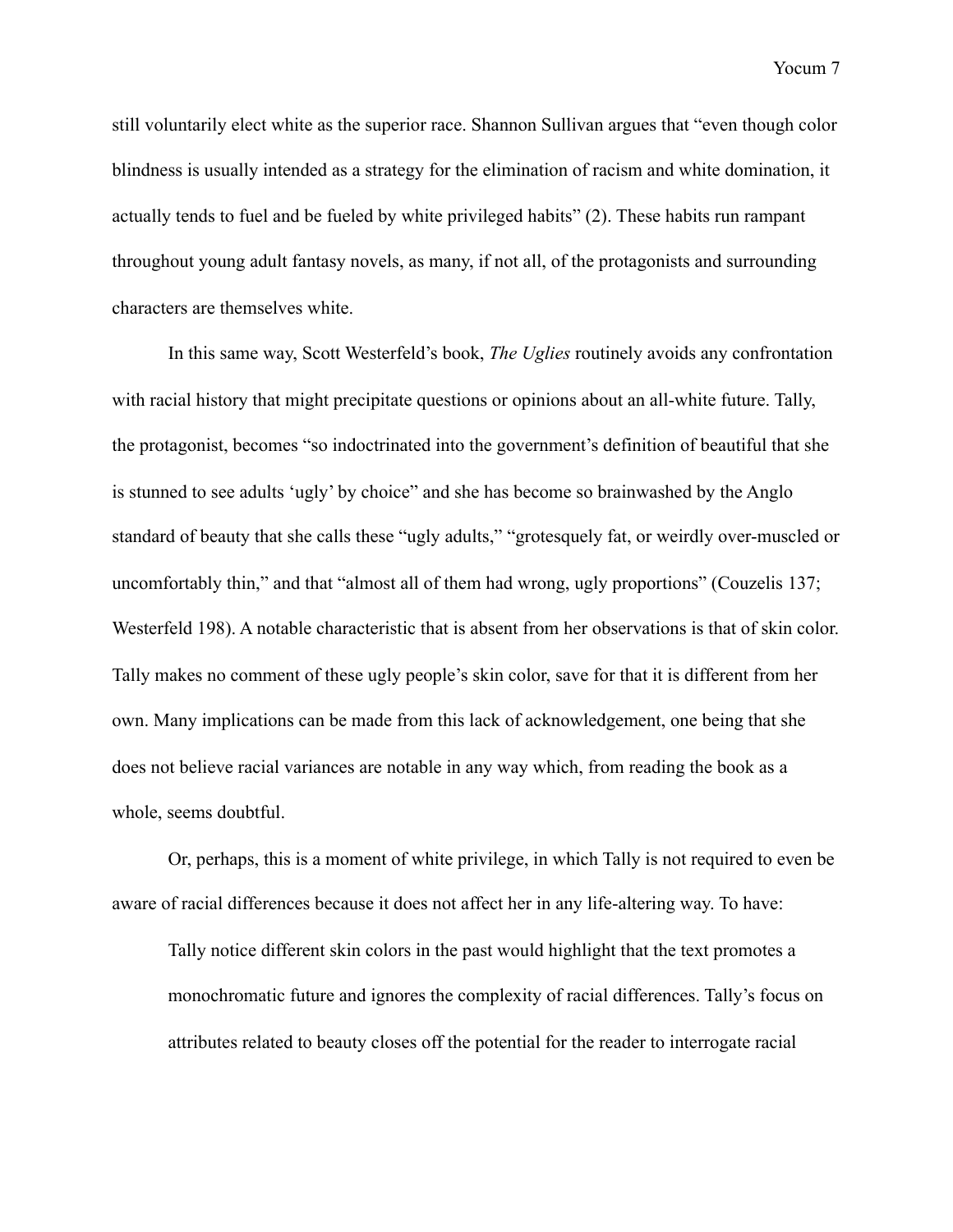still voluntarily elect white as the superior race. Shannon Sullivan argues that "even though color blindness is usually intended as a strategy for the elimination of racism and white domination, it actually tends to fuel and be fueled by white privileged habits" (2). These habits run rampant throughout young adult fantasy novels, as many, if not all, of the protagonists and surrounding characters are themselves white.

In this same way, Scott Westerfeld's book, *The Uglies* routinely avoids any confrontation with racial history that might precipitate questions or opinions about an all-white future. Tally, the protagonist, becomes "so indoctrinated into the government's definition of beautiful that she is stunned to see adults 'ugly' by choice" and she has become so brainwashed by the Anglo standard of beauty that she calls these "ugly adults," "grotesquely fat, or weirdly over-muscled or uncomfortably thin," and that "almost all of them had wrong, ugly proportions" (Couzelis 137; Westerfeld 198). A notable characteristic that is absent from her observations is that of skin color. Tally makes no comment of these ugly people's skin color, save for that it is different from her own. Many implications can be made from this lack of acknowledgement, one being that she does not believe racial variances are notable in any way which, from reading the book as a whole, seems doubtful.

Or, perhaps, this is a moment of white privilege, in which Tally is not required to even be aware of racial differences because it does not affect her in any life-altering way. To have:

> Tally notice different skin colors in the past would highlight that the text promotes a monochromatic future and ignores the complexity of racial differences. Tally's focus on attributes related to beauty closes off the potential for the reader to interrogate racial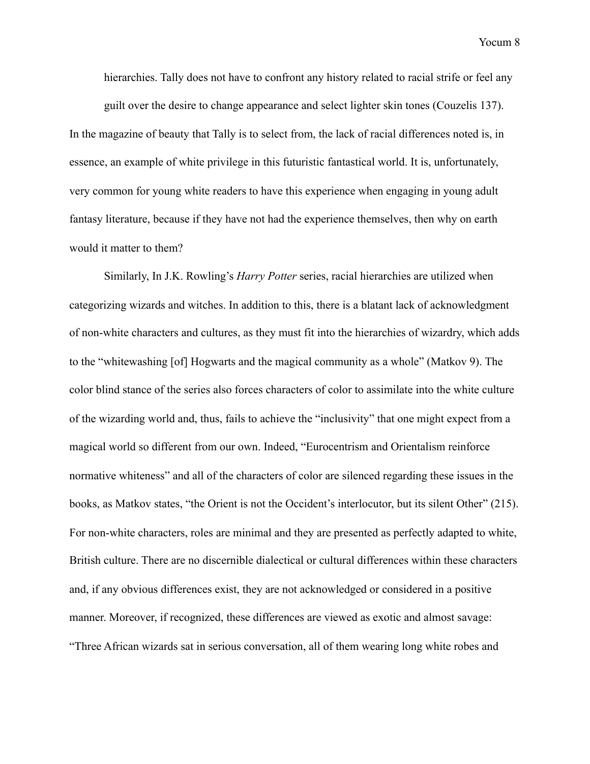hierarchies. Tally does not have to confront any history related to racial strife or feel any guilt over the desire to change appearance and select lighter skin tones (Couzelis 137).

In the magazine of beauty that Tally is to select from, the lack of racial differences noted is, in essence, an example of white privilege in this futuristic fantastical world. It is, unfortunately, very common for young white readers to have this experience when engaging in young adult fantasy literature, because if they have not had the experience themselves, then why on earth would it matter to them?

Similarly, In J.K. Rowling's *Harry Potter* series, racial hierarchies are utilized when categorizing wizards and witches. In addition to this, there is a blatant lack of acknowledgment of non-white characters and cultures, as they must fit into the hierarchies of wizardry, which adds to the "whitewashing [of] Hogwarts and the magical community as a whole" (Matkov 9). The color blind stance of the series also forces characters of color to assimilate into the white culture of the wizarding world and, thus, fails to achieve the "inclusivity" that one might expect from a magical world so different from our own. Indeed, "Eurocentrism and Orientalism reinforce normative whiteness" and all of the characters of color are silenced regarding these issues in the books, as Matkov states, "the Orient is not the Occident's interlocutor, but its silent Other" (215). For non-white characters, roles are minimal and they are presented as perfectly adapted to white, British culture. There are no discernible dialectical or cultural differences within these characters and, if any obvious differences exist, they are not acknowledged or considered in a positive manner. Moreover, if recognized, these differences are viewed as exotic and almost savage: "Three African wizards sat in serious conversation, all of them wearing long white robes and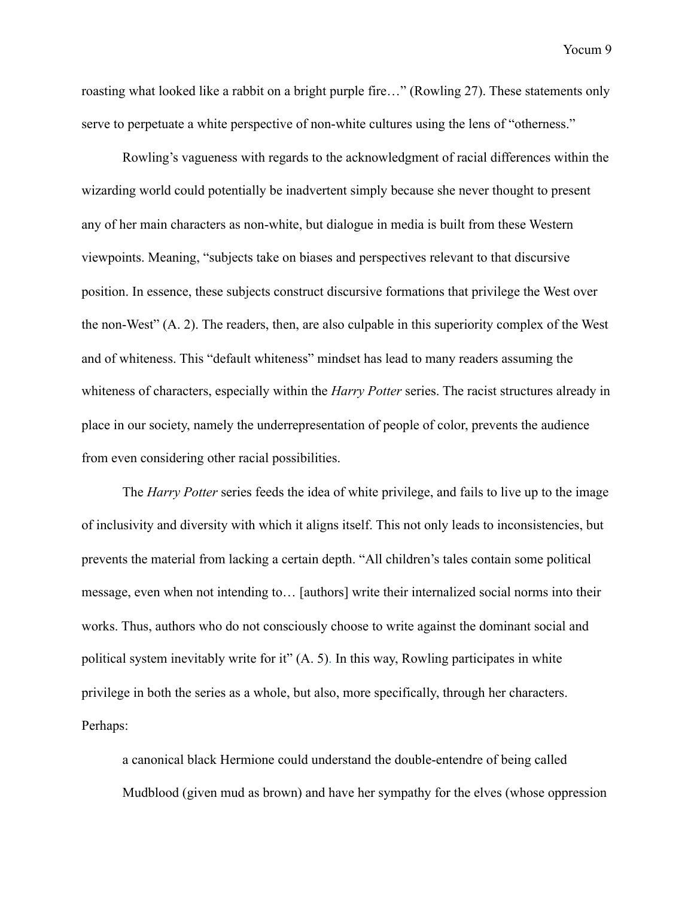roasting what looked like a rabbit on a bright purple fire…" (Rowling 27). These statements only serve to perpetuate a white perspective of non-white cultures using the lens of "otherness."

Rowling's vagueness with regards to the acknowledgment of racial differences within the wizarding world could potentially be inadvertent simply because she never thought to present any of her main characters as non-white, but dialogue in media is built from these Western viewpoints. Meaning, "subjects take on biases and perspectives relevant to that discursive position. In essence, these subjects construct discursive formations that privilege the West over the non-West" (A. 2). The readers, then, are also culpable in this superiority complex of the West and of whiteness. This "default whiteness" mindset has lead to many readers assuming the whiteness of characters, especially within the *Harry Potter* series. The racist structures already in place in our society, namely the underrepresentation of people of color, prevents the audience from even considering other racial possibilities.

The *Harry Potter* series feeds the idea of white privilege, and fails to live up to the image of inclusivity and diversity with which it aligns itself. This not only leads to inconsistencies, but prevents the material from lacking a certain depth. "All children's tales contain some political message, even when not intending to… [authors] write their internalized social norms into their works. Thus, authors who do not consciously choose to write against the dominant social and political system inevitably write for it" (A. 5). In this way, Rowling participates in white privilege in both the series as a whole, but also, more specifically, through her characters. Perhaps:

> a canonical black Hermione could understand the double-entendre of being called Mudblood (given mud as brown) and have her sympathy for the elves (whose oppression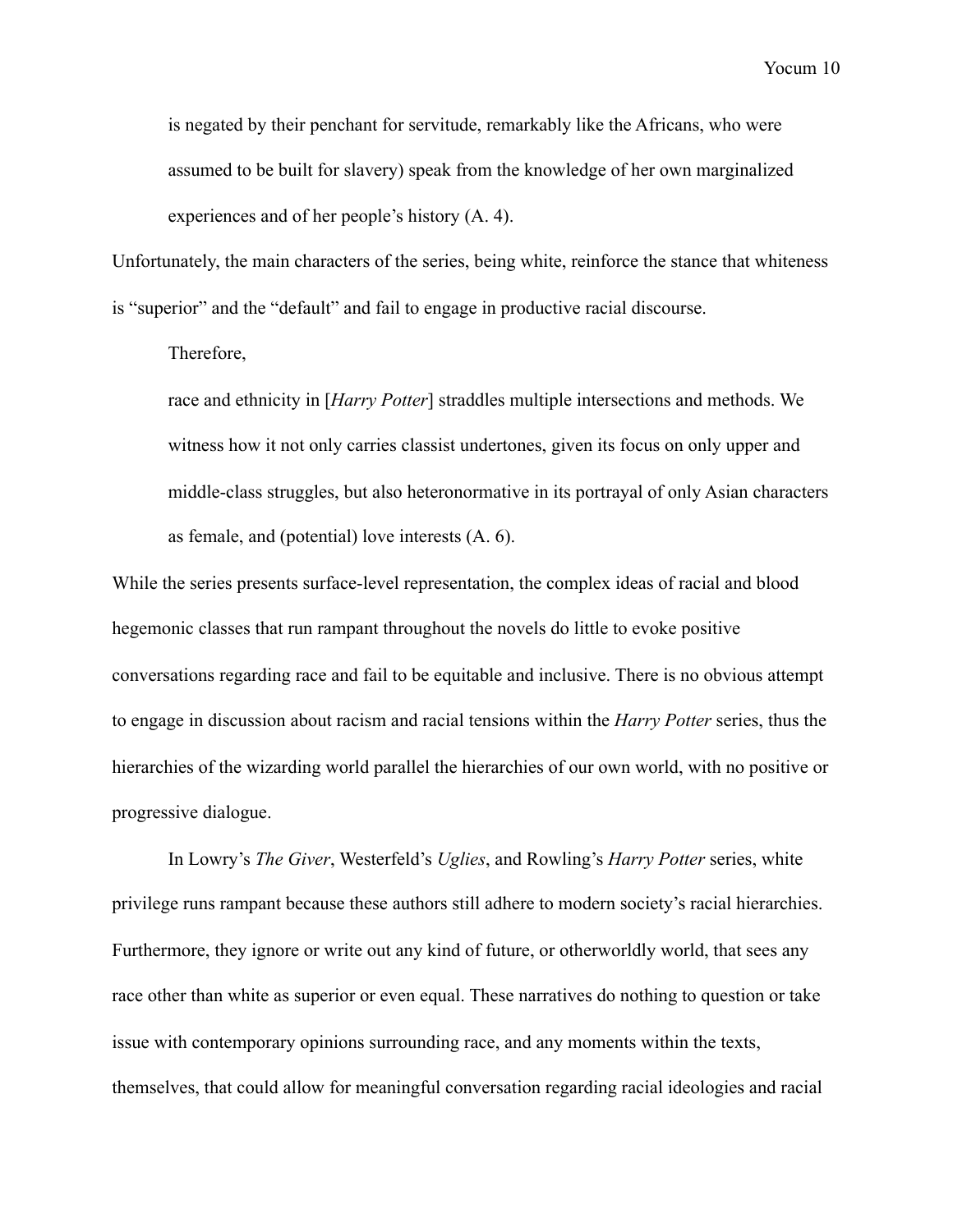is negated by their penchant for servitude, remarkably like the Africans, who were assumed to be built for slavery) speak from the knowledge of her own marginalized experiences and of her people's history (A. 4).

Unfortunately, the main characters of the series, being white, reinforce the stance that whiteness is "superior" and the "default" and fail to engage in productive racial discourse.

Therefore,

> race and ethnicity in [*Harry Potter*] straddles multiple intersections and methods. We witness how it not only carries classist undertones, given its focus on only upper and middle-class struggles, but also heteronormative in its portrayal of only Asian characters as female, and (potential) love interests (A. 6).

While the series presents surface-level representation, the complex ideas of racial and blood hegemonic classes that run rampant throughout the novels do little to evoke positive conversations regarding race and fail to be equitable and inclusive. There is no obvious attempt to engage in discussion about racism and racial tensions within the *Harry Potter* series, thus the hierarchies of the wizarding world parallel the hierarchies of our own world, with no positive or progressive dialogue.

In Lowry's *The Giver*, Westerfeld's *Uglies*, and Rowling's *Harry Potter* series, white privilege runs rampant because these authors still adhere to modern society's racial hierarchies. Furthermore, they ignore or write out any kind of future, or otherworldly world, that sees any race other than white as superior or even equal. These narratives do nothing to question or take issue with contemporary opinions surrounding race, and any moments within the texts, themselves, that could allow for meaningful conversation regarding racial ideologies and racial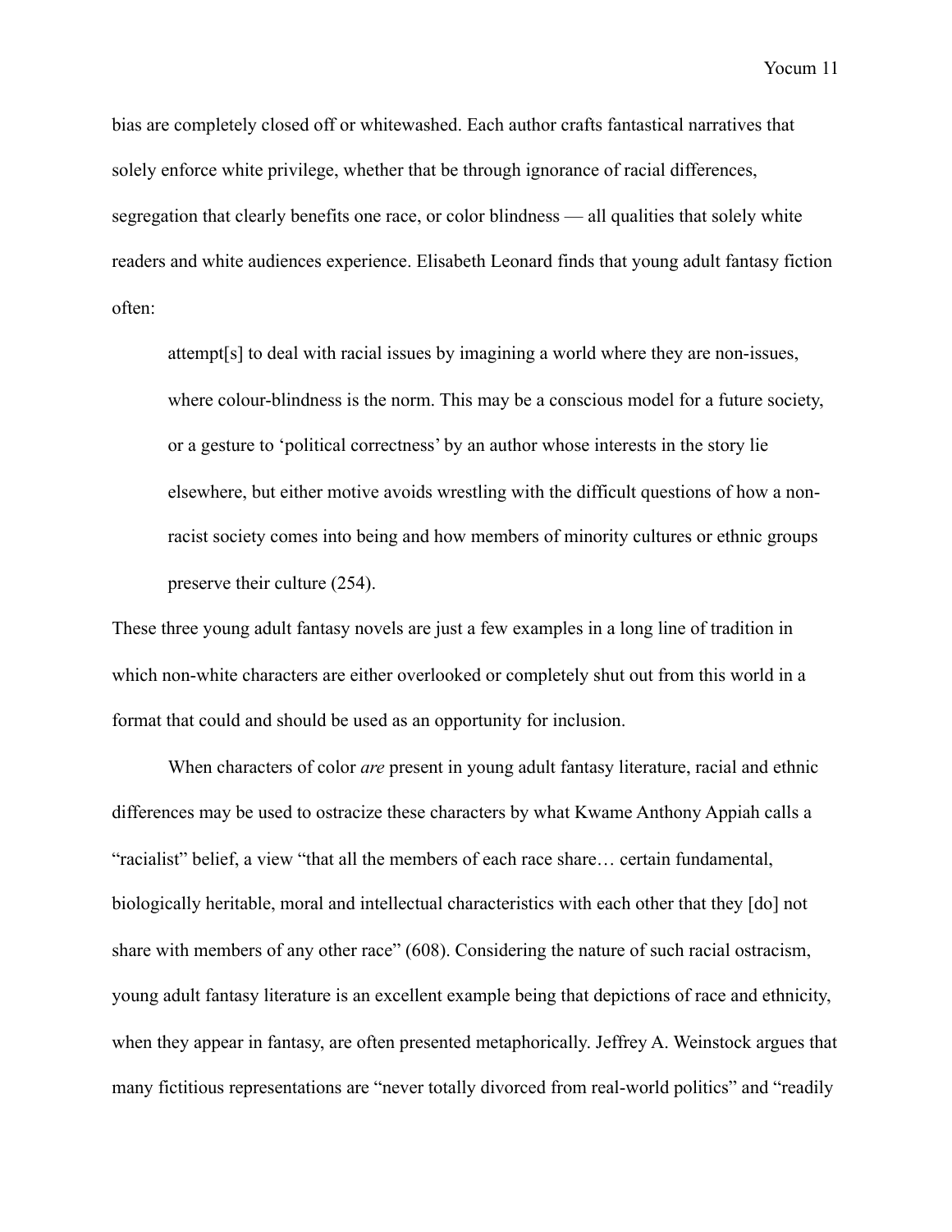bias are completely closed off or whitewashed. Each author crafts fantastical narratives that solely enforce white privilege, whether that be through ignorance of racial differences, segregation that clearly benefits one race, or color blindness — all qualities that solely white readers and white audiences experience. Elisabeth Leonard finds that young adult fantasy fiction often:

> attempt[s] to deal with racial issues by imagining a world where they are non-issues, where colour-blindness is the norm. This may be a conscious model for a future society, or a gesture to 'political correctness' by an author whose interests in the story lie elsewhere, but either motive avoids wrestling with the difficult questions of how a non-racist society comes into being and how members of minority cultures or ethnic groups preserve their culture (254).

These three young adult fantasy novels are just a few examples in a long line of tradition in which non-white characters are either overlooked or completely shut out from this world in a format that could and should be used as an opportunity for inclusion.

When characters of color *are* present in young adult fantasy literature, racial and ethnic differences may be used to ostracize these characters by what Kwame Anthony Appiah calls a "racialist" belief, a view "that all the members of each race share… certain fundamental, biologically heritable, moral and intellectual characteristics with each other that they [do] not share with members of any other race" (608). Considering the nature of such racial ostracism, young adult fantasy literature is an excellent example being that depictions of race and ethnicity, when they appear in fantasy, are often presented metaphorically. Jeffrey A. Weinstock argues that many fictitious representations are "never totally divorced from real-world politics" and "readily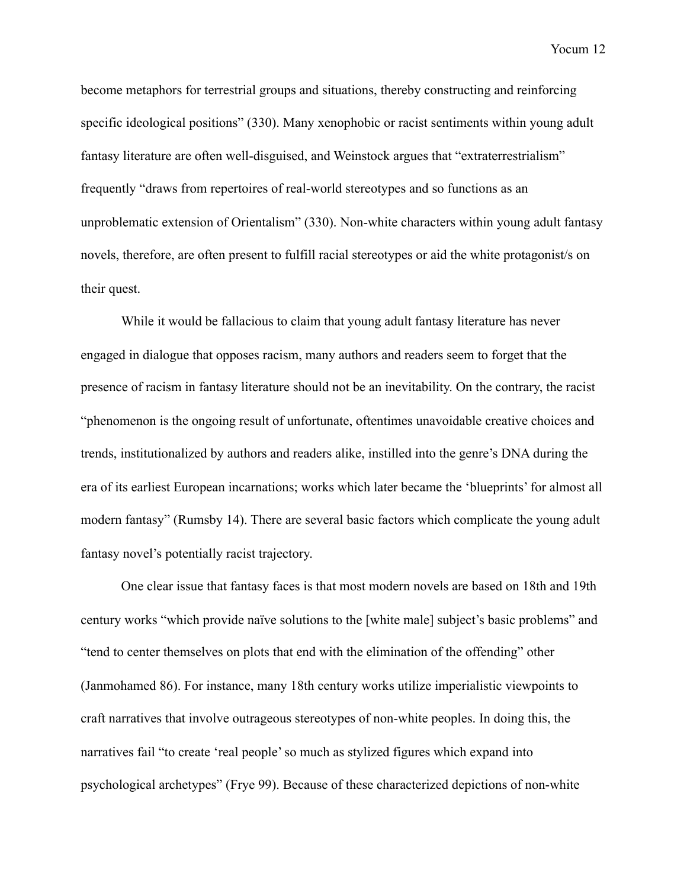become metaphors for terrestrial groups and situations, thereby constructing and reinforcing specific ideological positions" (330). Many xenophobic or racist sentiments within young adult fantasy literature are often well-disguised, and Weinstock argues that "extraterrestrialism" frequently "draws from repertoires of real-world stereotypes and so functions as an unproblematic extension of Orientalism" (330). Non-white characters within young adult fantasy novels, therefore, are often present to fulfill racial stereotypes or aid the white protagonist/s on their quest.

While it would be fallacious to claim that young adult fantasy literature has never engaged in dialogue that opposes racism, many authors and readers seem to forget that the presence of racism in fantasy literature should not be an inevitability. On the contrary, the racist "phenomenon is the ongoing result of unfortunate, oftentimes unavoidable creative choices and trends, institutionalized by authors and readers alike, instilled into the genre's DNA during the era of its earliest European incarnations; works which later became the 'blueprints' for almost all modern fantasy" (Rumsby 14). There are several basic factors which complicate the young adult fantasy novel's potentially racist trajectory.

One clear issue that fantasy faces is that most modern novels are based on 18th and 19th century works "which provide naïve solutions to the [white male] subject's basic problems" and "tend to center themselves on plots that end with the elimination of the offending" other (Janmohamed 86). For instance, many 18th century works utilize imperialistic viewpoints to craft narratives that involve outrageous stereotypes of non-white peoples. In doing this, the narratives fail "to create 'real people' so much as stylized figures which expand into psychological archetypes" (Frye 99). Because of these characterized depictions of non-white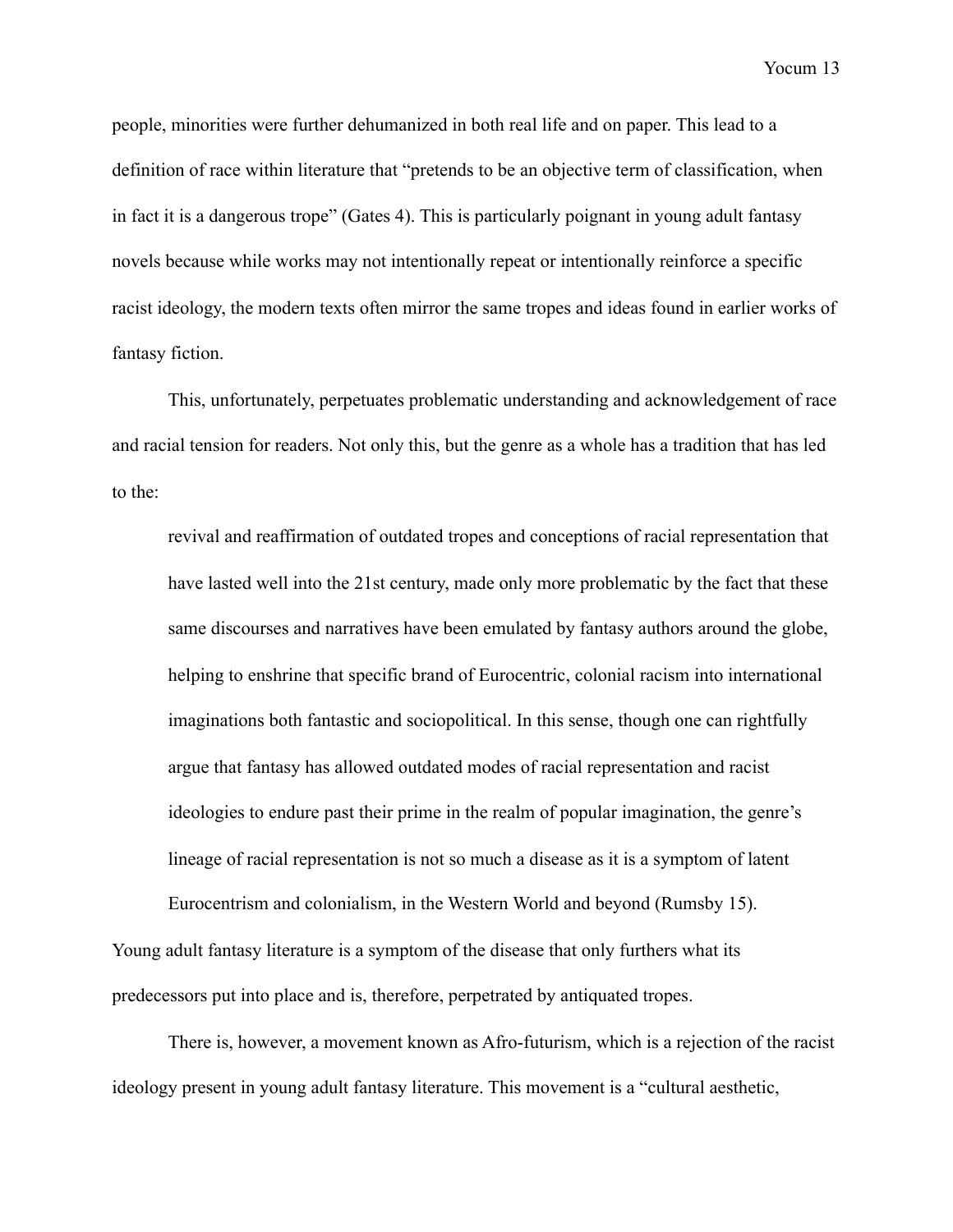people, minorities were further dehumanized in both real life and on paper. This lead to a definition of race within literature that "pretends to be an objective term of classification, when in fact it is a dangerous trope" (Gates 4). This is particularly poignant in young adult fantasy novels because while works may not intentionally repeat or intentionally reinforce a specific racist ideology, the modern texts often mirror the same tropes and ideas found in earlier works of fantasy fiction.

This, unfortunately, perpetuates problematic understanding and acknowledgement of race and racial tension for readers. Not only this, but the genre as a whole has a tradition that has led to the:

> revival and reaffirmation of outdated tropes and conceptions of racial representation that have lasted well into the 21st century, made only more problematic by the fact that these same discourses and narratives have been emulated by fantasy authors around the globe, helping to enshrine that specific brand of Eurocentric, colonial racism into international imaginations both fantastic and sociopolitical. In this sense, though one can rightfully argue that fantasy has allowed outdated modes of racial representation and racist ideologies to endure past their prime in the realm of popular imagination, the genre's lineage of racial representation is not so much a disease as it is a symptom of latent Eurocentrism and colonialism, in the Western World and beyond (Rumsby 15).

Young adult fantasy literature is a symptom of the disease that only furthers what its predecessors put into place and is, therefore, perpetrated by antiquated tropes.

There is, however, a movement known as Afro-futurism, which is a rejection of the racist ideology present in young adult fantasy literature. This movement is a "cultural aesthetic,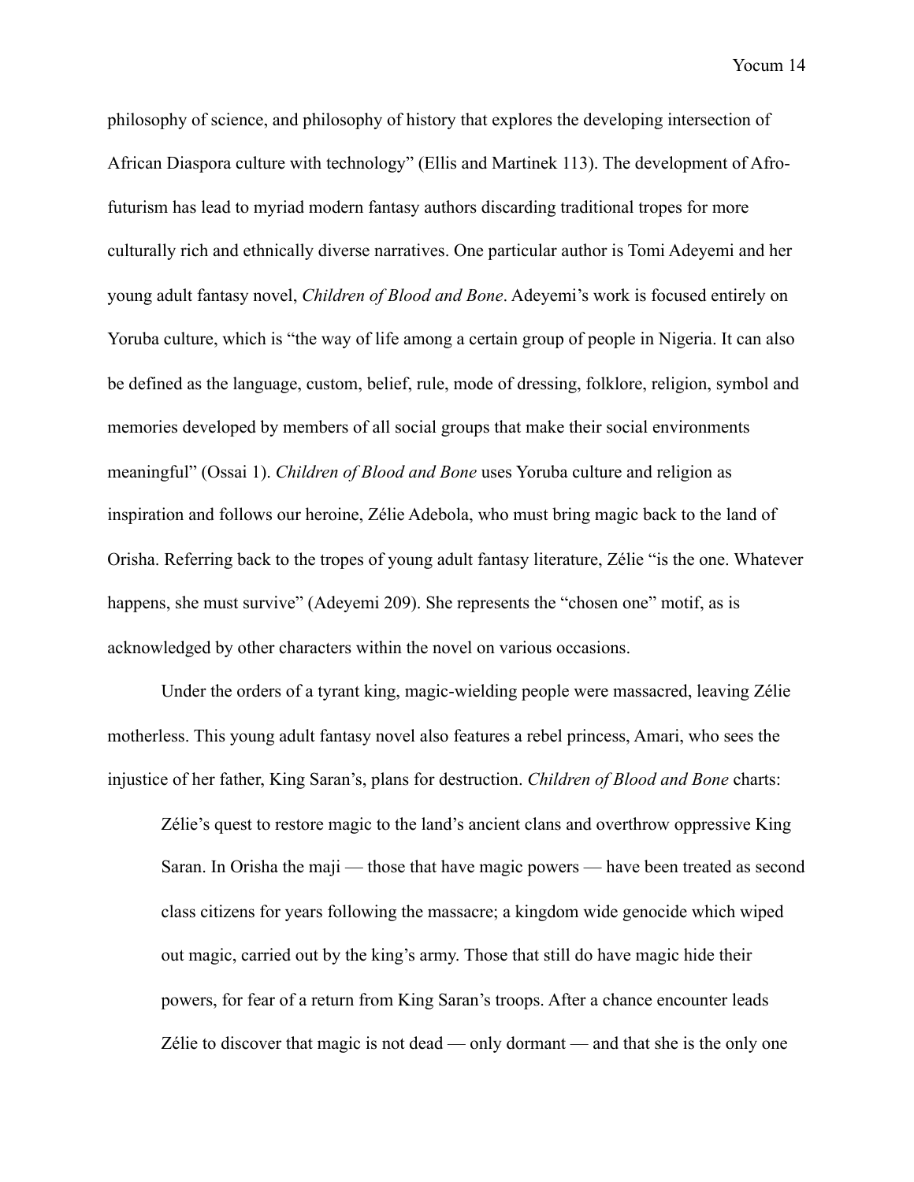philosophy of science, and philosophy of history that explores the developing intersection of African Diaspora culture with technology" (Ellis and Martinek 113). The development of Afro-futurism has lead to myriad modern fantasy authors discarding traditional tropes for more culturally rich and ethnically diverse narratives. One particular author is Tomi Adeyemi and her young adult fantasy novel, *Children of Blood and Bone*. Adeyemi's work is focused entirely on Yoruba culture, which is "the way of life among a certain group of people in Nigeria. It can also be defined as the language, custom, belief, rule, mode of dressing, folklore, religion, symbol and memories developed by members of all social groups that make their social environments meaningful" (Ossai 1). *Children of Blood and Bone* uses Yoruba culture and religion as inspiration and follows our heroine, Zélie Adebola, who must bring magic back to the land of Orisha. Referring back to the tropes of young adult fantasy literature, Zélie "is the one. Whatever happens, she must survive" (Adeyemi 209). She represents the "chosen one" motif, as is acknowledged by other characters within the novel on various occasions.

Under the orders of a tyrant king, magic-wielding people were massacred, leaving Zélie motherless. This young adult fantasy novel also features a rebel princess, Amari, who sees the injustice of her father, King Saran's, plans for destruction. *Children of Blood and Bone* charts:

> Zélie's quest to restore magic to the land's ancient clans and overthrow oppressive King Saran. In Orisha the maji — those that have magic powers — have been treated as second class citizens for years following the massacre; a kingdom wide genocide which wiped out magic, carried out by the king's army. Those that still do have magic hide their powers, for fear of a return from King Saran's troops. After a chance encounter leads Zélie to discover that magic is not dead — only dormant — and that she is the only one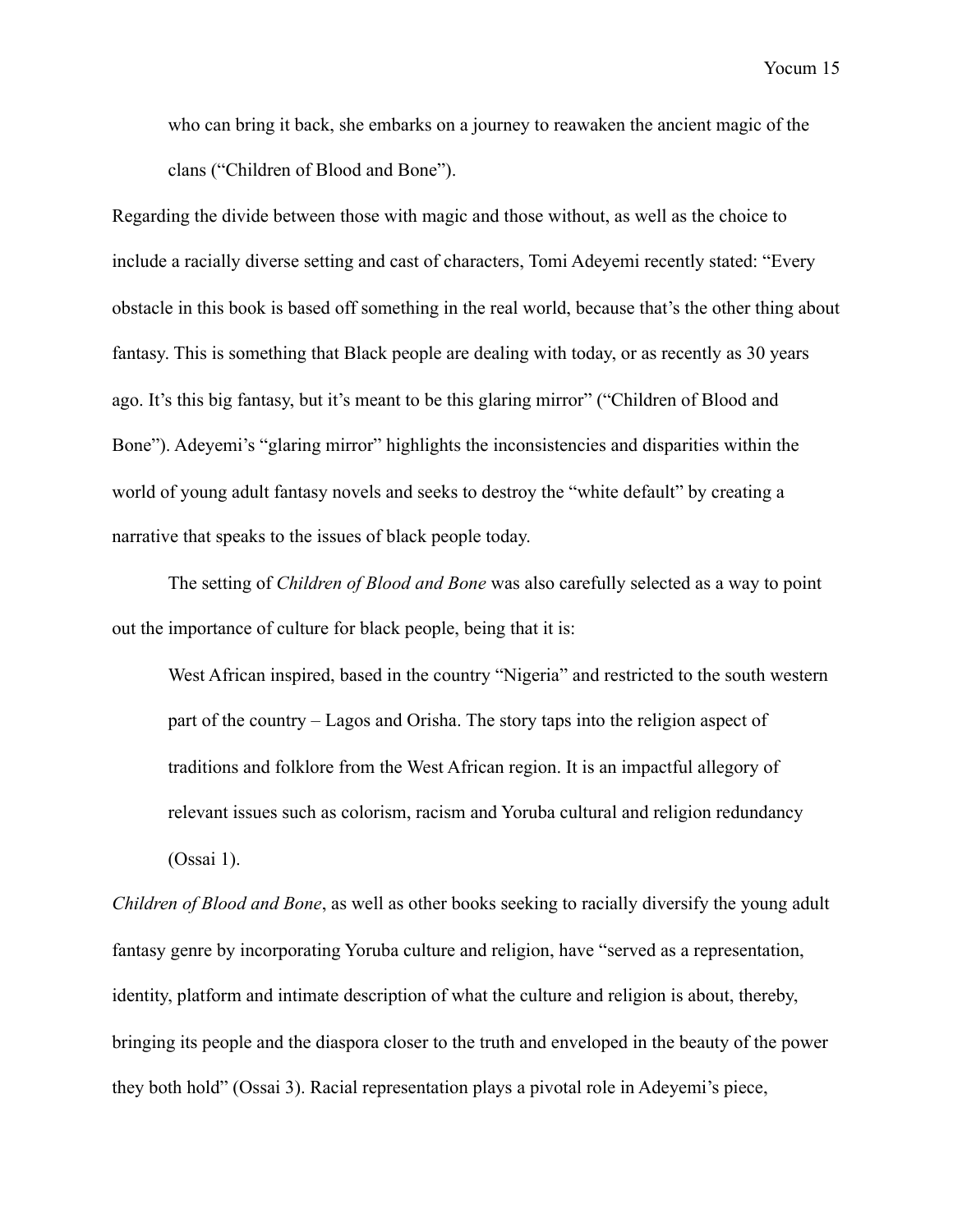> who can bring it back, she embarks on a journey to reawaken the ancient magic of the clans ("Children of Blood and Bone").

Regarding the divide between those with magic and those without, as well as the choice to include a racially diverse setting and cast of characters, Tomi Adeyemi recently stated: "Every obstacle in this book is based off something in the real world, because that's the other thing about fantasy. This is something that Black people are dealing with today, or as recently as 30 years ago. It's this big fantasy, but it's meant to be this glaring mirror" ("Children of Blood and Bone"). Adeyemi's "glaring mirror" highlights the inconsistencies and disparities within the world of young adult fantasy novels and seeks to destroy the "white default" by creating a narrative that speaks to the issues of black people today.

The setting of *Children of Blood and Bone* was also carefully selected as a way to point out the importance of culture for black people, being that it is:

> West African inspired, based in the country "Nigeria" and restricted to the south western part of the country – Lagos and Orisha. The story taps into the religion aspect of traditions and folklore from the West African region. It is an impactful allegory of relevant issues such as colorism, racism and Yoruba cultural and religion redundancy (Ossai 1).

*Children of Blood and Bone*, as well as other books seeking to racially diversify the young adult fantasy genre by incorporating Yoruba culture and religion, have "served as a representation, identity, platform and intimate description of what the culture and religion is about, thereby, bringing its people and the diaspora closer to the truth and enveloped in the beauty of the power they both hold" (Ossai 3). Racial representation plays a pivotal role in Adeyemi's piece,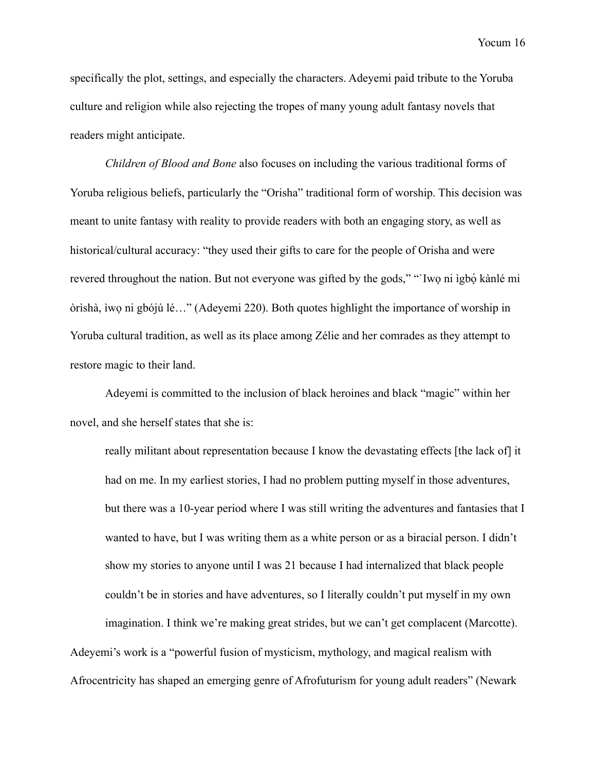specifically the plot, settings, and especially the characters. Adeyemi paid tribute to the Yoruba culture and religion while also rejecting the tropes of many young adult fantasy novels that readers might anticipate.

*Children of Blood and Bone* also focuses on including the various traditional forms of Yoruba religious beliefs, particularly the "Orisha" traditional form of worship. This decision was meant to unite fantasy with reality to provide readers with both an engaging story, as well as historical/cultural accuracy: "they used their gifts to care for the people of Orisha and were revered throughout the nation. But not everyone was gifted by the gods," "`Iwọ ni ìgbọ́ kànlé mi òrìshà, ìwọ ni gbójú lé…" (Adeyemi 220). Both quotes highlight the importance of worship in Yoruba cultural tradition, as well as its place among Zélie and her comrades as they attempt to restore magic to their land.

Adeyemi is committed to the inclusion of black heroines and black "magic" within her novel, and she herself states that she is:

> really militant about representation because I know the devastating effects [the lack of] it had on me. In my earliest stories, I had no problem putting myself in those adventures, but there was a 10-year period where I was still writing the adventures and fantasies that I wanted to have, but I was writing them as a white person or as a biracial person. I didn't show my stories to anyone until I was 21 because I had internalized that black people couldn't be in stories and have adventures, so I literally couldn't put myself in my own imagination. I think we're making great strides, but we can't get complacent (Marcotte).

Adeyemi's work is a "powerful fusion of mysticism, mythology, and magical realism with Afrocentricity has shaped an emerging genre of Afrofuturism for young adult readers" (Newark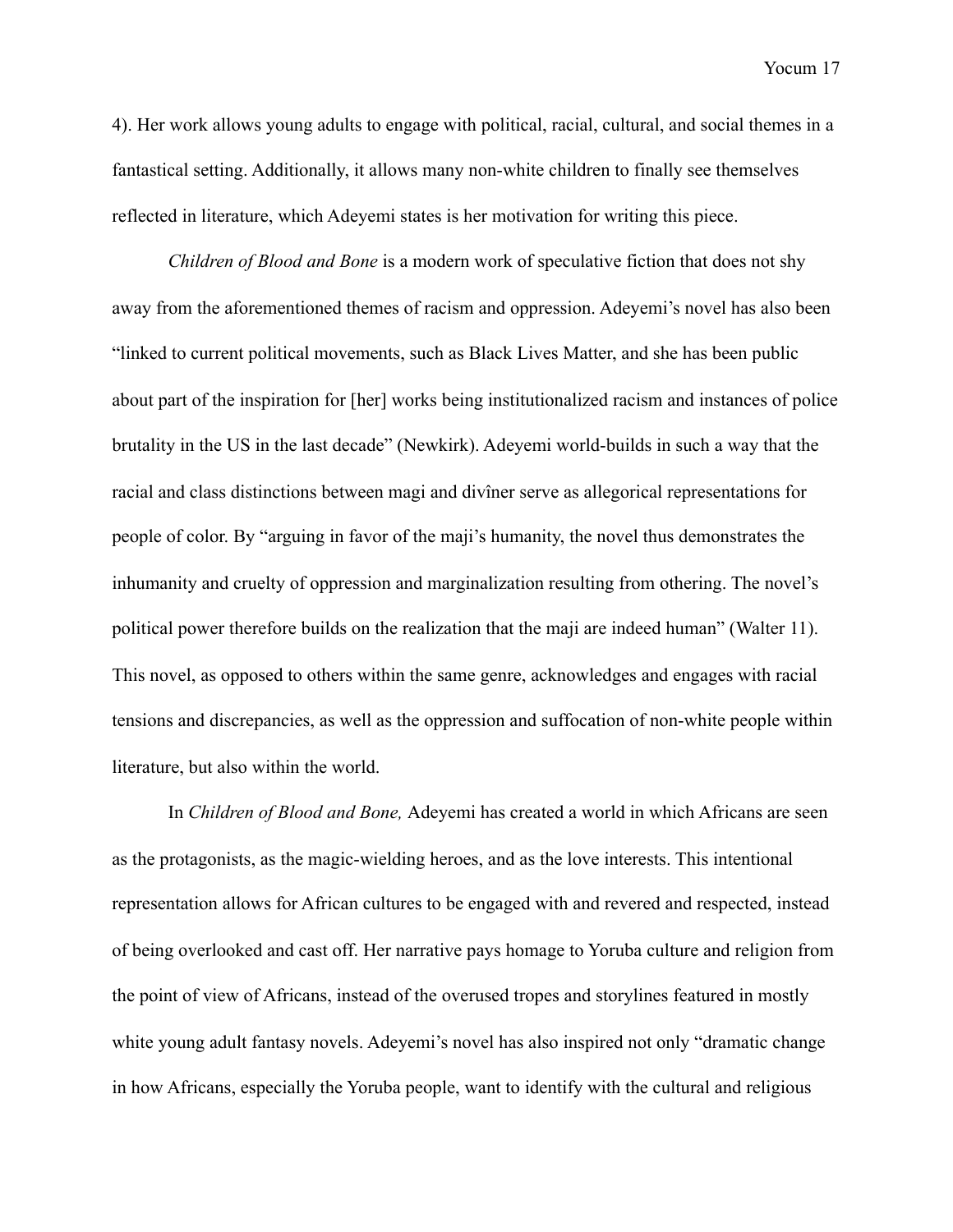4). Her work allows young adults to engage with political, racial, cultural, and social themes in a fantastical setting. Additionally, it allows many non-white children to finally see themselves reflected in literature, which Adeyemi states is her motivation for writing this piece.

*Children of Blood and Bone* is a modern work of speculative fiction that does not shy away from the aforementioned themes of racism and oppression. Adeyemi's novel has also been "linked to current political movements, such as Black Lives Matter, and she has been public about part of the inspiration for [her] works being institutionalized racism and instances of police brutality in the US in the last decade" (Newkirk). Adeyemi world-builds in such a way that the racial and class distinctions between magi and divîner serve as allegorical representations for people of color. By "arguing in favor of the maji's humanity, the novel thus demonstrates the inhumanity and cruelty of oppression and marginalization resulting from othering. The novel's political power therefore builds on the realization that the maji are indeed human" (Walter 11). This novel, as opposed to others within the same genre, acknowledges and engages with racial tensions and discrepancies, as well as the oppression and suffocation of non-white people within literature, but also within the world.

In *Children of Blood and Bone,* Adeyemi has created a world in which Africans are seen as the protagonists, as the magic-wielding heroes, and as the love interests. This intentional representation allows for African cultures to be engaged with and revered and respected, instead of being overlooked and cast off. Her narrative pays homage to Yoruba culture and religion from the point of view of Africans, instead of the overused tropes and storylines featured in mostly white young adult fantasy novels. Adeyemi's novel has also inspired not only "dramatic change in how Africans, especially the Yoruba people, want to identify with the cultural and religious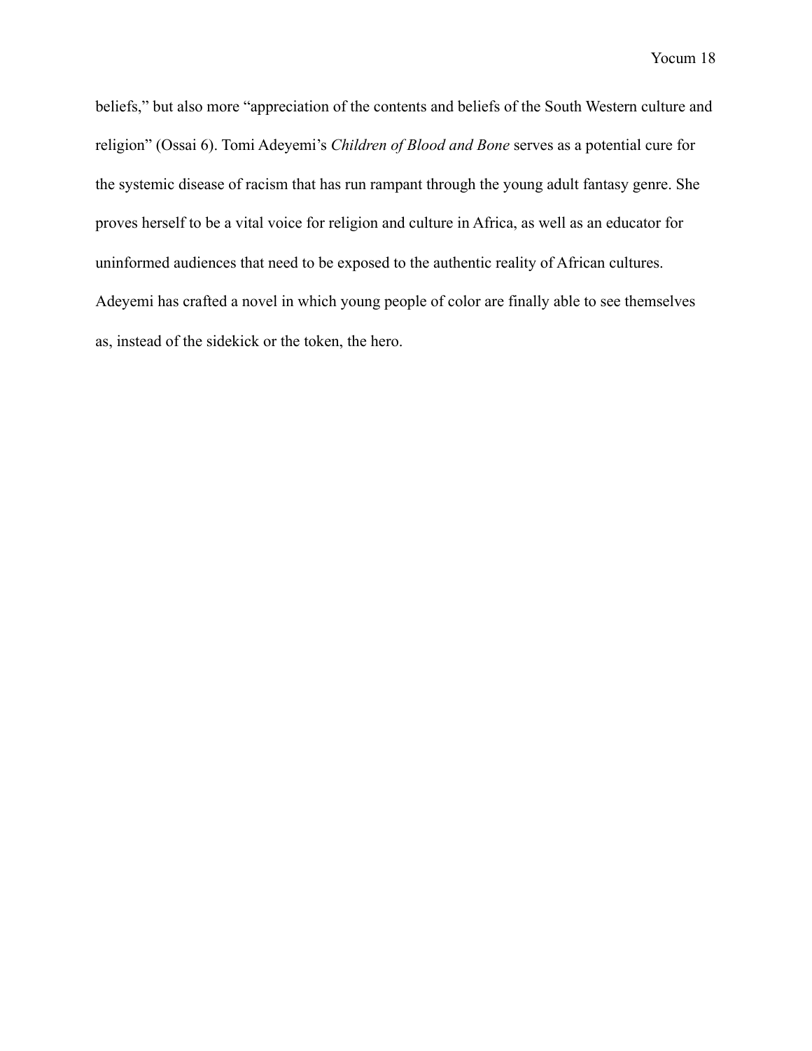beliefs," but also more "appreciation of the contents and beliefs of the South Western culture and religion" (Ossai 6). Tomi Adeyemi's *Children of Blood and Bone* serves as a potential cure for the systemic disease of racism that has run rampant through the young adult fantasy genre. She proves herself to be a vital voice for religion and culture in Africa, as well as an educator for uninformed audiences that need to be exposed to the authentic reality of African cultures. Adeyemi has crafted a novel in which young people of color are finally able to see themselves as, instead of the sidekick or the token, the hero.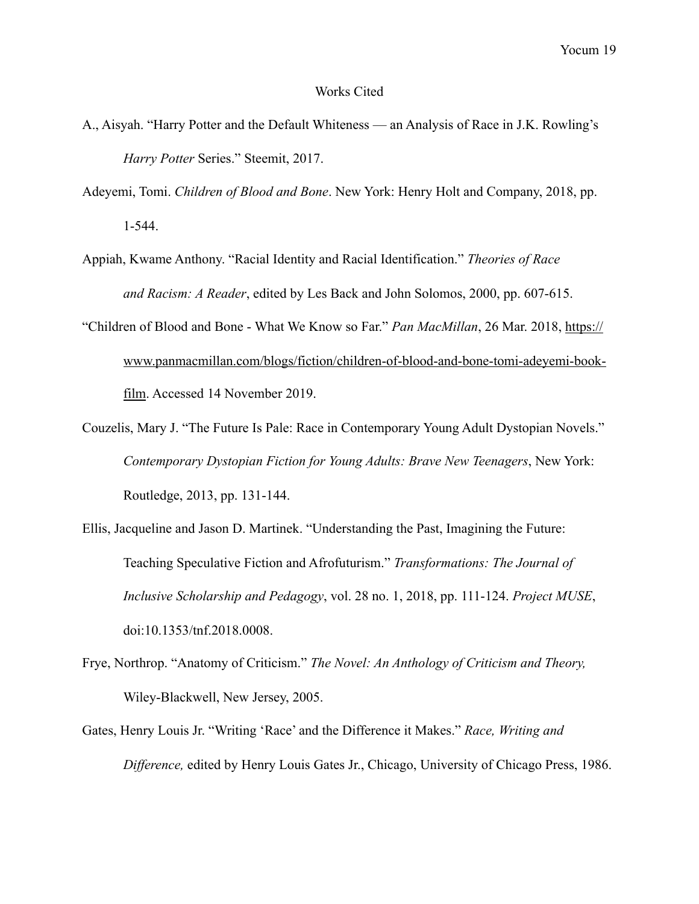# Works Cited

A., Aisyah. "Harry Potter and the Default Whiteness — an Analysis of Race in J.K. Rowling's *Harry Potter* Series." Steemit, 2017.

Adeyemi, Tomi. *Children of Blood and Bone*. New York: Henry Holt and Company, 2018, pp. 1-544.

Appiah, Kwame Anthony. "Racial Identity and Racial Identification." *Theories of Race and Racism: A Reader*, edited by Les Back and John Solomos, 2000, pp. 607-615.

"Children of Blood and Bone - What We Know so Far." *Pan MacMillan*, 26 Mar. 2018, https://www.panmacmillan.com/blogs/fiction/children-of-blood-and-bone-tomi-adeyemi-book-film. Accessed 14 November 2019.

Couzelis, Mary J. "The Future Is Pale: Race in Contemporary Young Adult Dystopian Novels." *Contemporary Dystopian Fiction for Young Adults: Brave New Teenagers*, New York: Routledge, 2013, pp. 131-144.

Ellis, Jacqueline and Jason D. Martinek. "Understanding the Past, Imagining the Future: Teaching Speculative Fiction and Afrofuturism." *Transformations: The Journal of Inclusive Scholarship and Pedagogy*, vol. 28 no. 1, 2018, pp. 111-124. *Project MUSE*, doi:10.1353/tnf.2018.0008.

Frye, Northrop. "Anatomy of Criticism." *The Novel: An Anthology of Criticism and Theory,* Wiley-Blackwell, New Jersey, 2005.

Gates, Henry Louis Jr. "Writing 'Race' and the Difference it Makes." *Race, Writing and Difference,* edited by Henry Louis Gates Jr., Chicago, University of Chicago Press, 1986.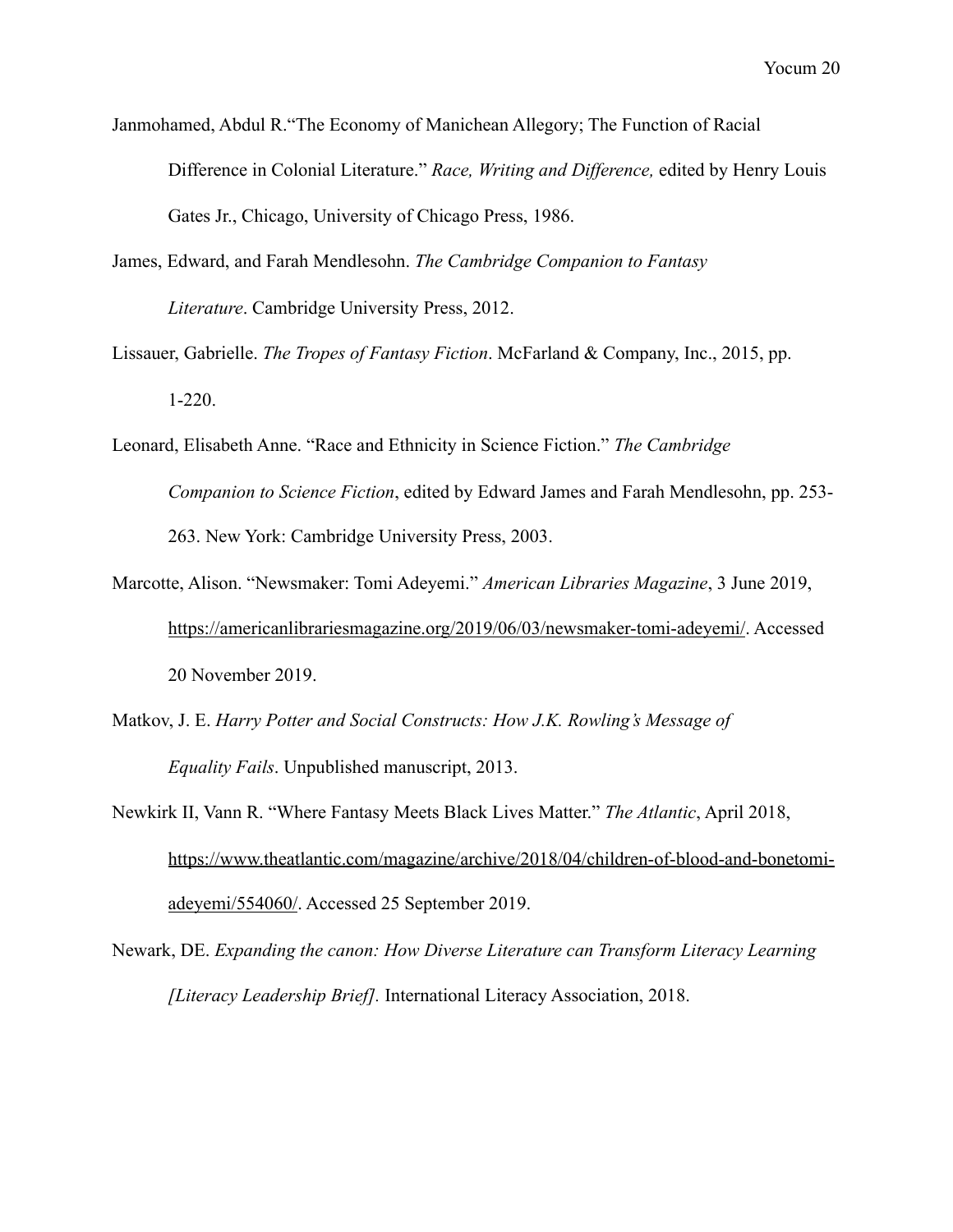Janmohamed, Abdul R."The Economy of Manichean Allegory; The Function of Racial Difference in Colonial Literature." *Race, Writing and Difference,* edited by Henry Louis Gates Jr., Chicago, University of Chicago Press, 1986.

James, Edward, and Farah Mendlesohn. *The Cambridge Companion to Fantasy Literature*. Cambridge University Press, 2012.

Lissauer, Gabrielle. *The Tropes of Fantasy Fiction*. McFarland & Company, Inc., 2015, pp. 1-220.

Leonard, Elisabeth Anne. "Race and Ethnicity in Science Fiction." *The Cambridge Companion to Science Fiction*, edited by Edward James and Farah Mendlesohn, pp. 253-263. New York: Cambridge University Press, 2003.

Marcotte, Alison. "Newsmaker: Tomi Adeyemi." *American Libraries Magazine*, 3 June 2019, https://americanlibrariesmagazine.org/2019/06/03/newsmaker-tomi-adeyemi/. Accessed 20 November 2019.

Matkov, J. E. *Harry Potter and Social Constructs: How J.K. Rowling's Message of Equality Fails*. Unpublished manuscript, 2013.

Newkirk II, Vann R. "Where Fantasy Meets Black Lives Matter." *The Atlantic*, April 2018, https://www.theatlantic.com/magazine/archive/2018/04/children-of-blood-and-bonetomi-adeyemi/554060/. Accessed 25 September 2019.

Newark, DE. *Expanding the canon: How Diverse Literature can Transform Literacy Learning [Literacy Leadership Brief]*. International Literacy Association, 2018.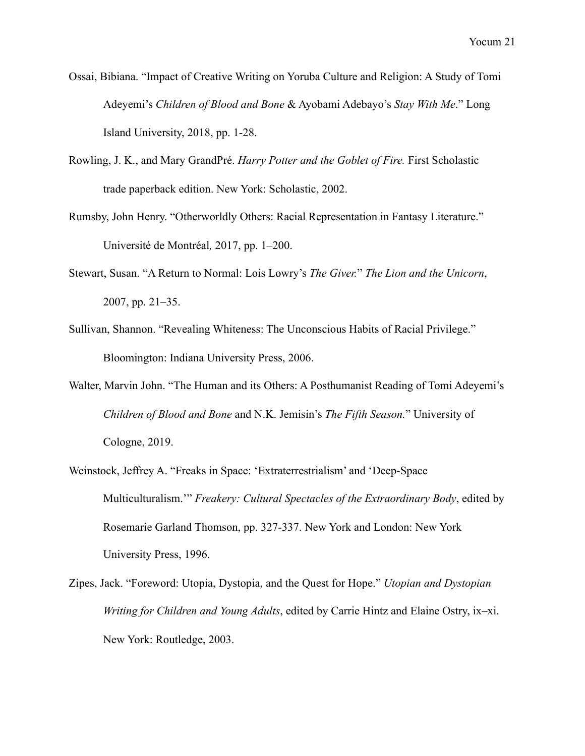Ossai, Bibiana. "Impact of Creative Writing on Yoruba Culture and Religion: A Study of Tomi Adeyemi's *Children of Blood and Bone* & Ayobami Adebayo's *Stay With Me*." Long Island University, 2018, pp. 1-28.

Rowling, J. K., and Mary GrandPré. *Harry Potter and the Goblet of Fire.* First Scholastic trade paperback edition. New York: Scholastic, 2002.

Rumsby, John Henry. "Otherworldly Others: Racial Representation in Fantasy Literature." Université de Montréal*,* 2017, pp. 1–200.

Stewart, Susan. "A Return to Normal: Lois Lowry's *The Giver.*" *The Lion and the Unicorn*, 2007, pp. 21–35.

Sullivan, Shannon. "Revealing Whiteness: The Unconscious Habits of Racial Privilege." Bloomington: Indiana University Press, 2006.

Walter, Marvin John. "The Human and its Others: A Posthumanist Reading of Tomi Adeyemi's *Children of Blood and Bone* and N.K. Jemisin's *The Fifth Season.*" University of Cologne, 2019.

Weinstock, Jeffrey A. "Freaks in Space: 'Extraterrestrialism' and 'Deep-Space Multiculturalism.'" *Freakery: Cultural Spectacles of the Extraordinary Body*, edited by Rosemarie Garland Thomson, pp. 327-337. New York and London: New York University Press, 1996.

Zipes, Jack. "Foreword: Utopia, Dystopia, and the Quest for Hope." *Utopian and Dystopian Writing for Children and Young Adults*, edited by Carrie Hintz and Elaine Ostry, ix–xi. New York: Routledge, 2003.